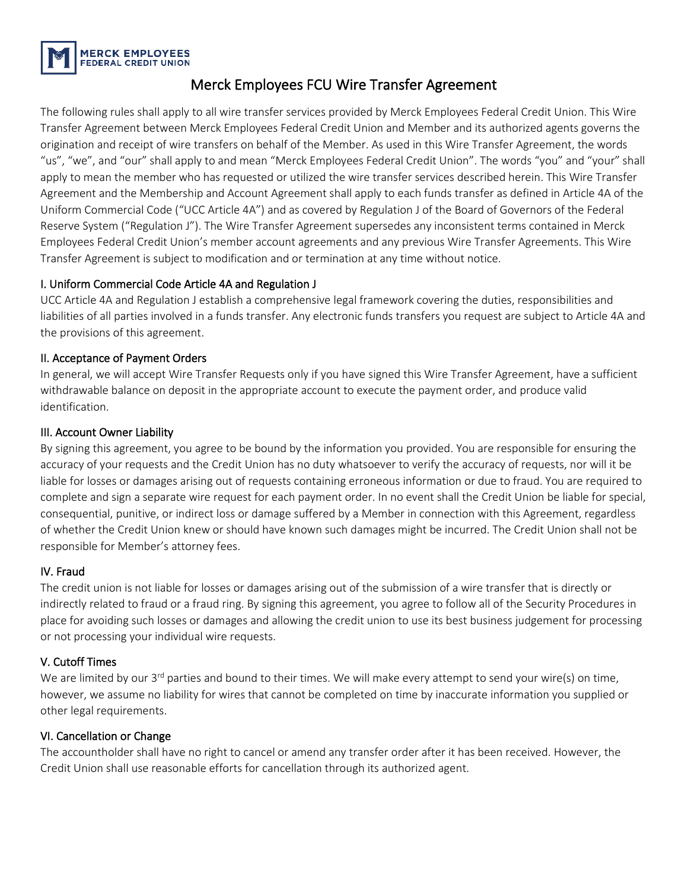# Merck Employees FCU Wire Transfer Agreement

The following rules shall apply to all wire transfer services provided by Merck Employees Federal Credit Union. This Wire Transfer Agreement between Merck Employees Federal Credit Union and Member and its authorized agents governs the origination and receipt of wire transfers on behalf of the Member. As used in this Wire Transfer Agreement, the words "us", "we", and "our" shall apply to and mean "Merck Employees Federal Credit Union". The words "you" and "your" shall apply to mean the member who has requested or utilized the wire transfer services described herein. This Wire Transfer Agreement and the Membership and Account Agreement shall apply to each funds transfer as defined in Article 4A of the Uniform Commercial Code ("UCC Article 4A") and as covered by Regulation J of the Board of Governors of the Federal Reserve System ("Regulation J"). The Wire Transfer Agreement supersedes any inconsistent terms contained in Merck Employees Federal Credit Union's member account agreements and any previous Wire Transfer Agreements. This Wire Transfer Agreement is subject to modification and or termination at any time without notice.

## I. Uniform Commercial Code Article 4A and Regulation J

UCC Article 4A and Regulation J establish a comprehensive legal framework covering the duties, responsibilities and liabilities of all parties involved in a funds transfer. Any electronic funds transfers you request are subject to Article 4A and the provisions of this agreement.

## II. Acceptance of Payment Orders

In general, we will accept Wire Transfer Requests only if you have signed this Wire Transfer Agreement, have a sufficient withdrawable balance on deposit in the appropriate account to execute the payment order, and produce valid identification.

## III. Account Owner Liability

By signing this agreement, you agree to be bound by the information you provided. You are responsible for ensuring the accuracy of your requests and the Credit Union has no duty whatsoever to verify the accuracy of requests, nor will it be liable for losses or damages arising out of requests containing erroneous information or due to fraud. You are required to complete and sign a separate wire request for each payment order. In no event shall the Credit Union be liable for special, consequential, punitive, or indirect loss or damage suffered by a Member in connection with this Agreement, regardless of whether the Credit Union knew or should have known such damages might be incurred. The Credit Union shall not be responsible for Member's attorney fees.

## IV. Fraud

The credit union is not liable for losses or damages arising out of the submission of a wire transfer that is directly or indirectly related to fraud or a fraud ring. By signing this agreement, you agree to follow all of the Security Procedures in place for avoiding such losses or damages and allowing the credit union to use its best business judgement for processing or not processing your individual wire requests.

## V. Cutoff Times

We are limited by our 3rd parties and bound to their times. We will make every attempt to send your wire(s) on time, however, we assume no liability for wires that cannot be completed on time by inaccurate information you supplied or other legal requirements.

## VI. Cancellation or Change

The accountholder shall have no right to cancel or amend any transfer order after it has been received. However, the Credit Union shall use reasonable efforts for cancellation through its authorized agent.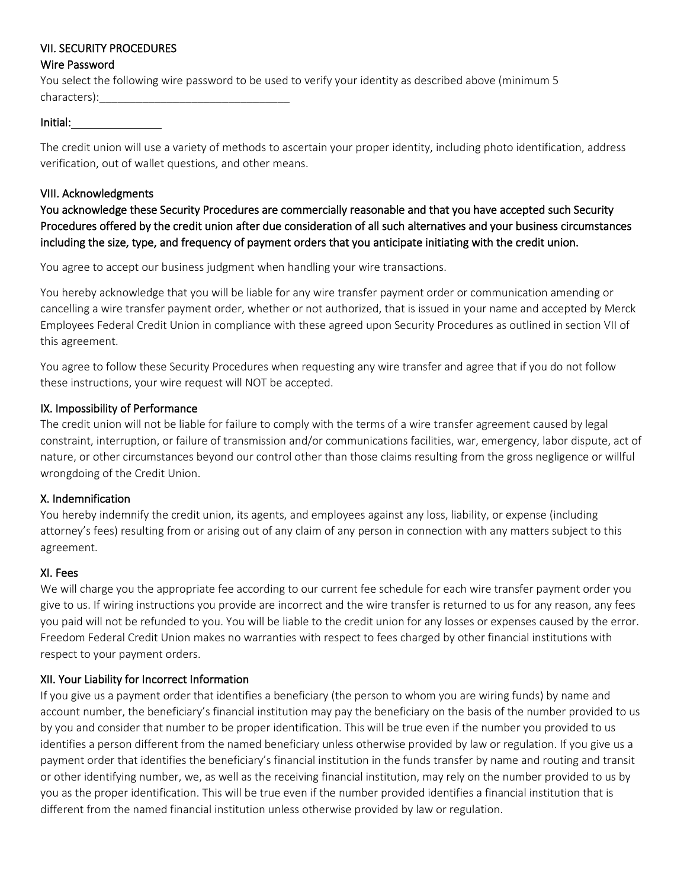## VII. SECURITY PROCEDURES

### Wire Password

You select the following wire password to be used to verify your identity as described above (minimum 5 characters):\_\_\_\_\_\_\_\_\_\_\_\_\_\_\_\_\_\_\_\_\_\_\_\_\_\_\_\_\_\_\_

Initial:\_\_\_\_\_\_\_\_\_\_\_\_\_\_\_

The credit union will use a variety of methods to ascertain your proper identity, including photo identification, address verification, out of wallet questions, and other means.

## VIII. Acknowledgments

**You acknowledge these Security Procedures are commercially reasonable and that you have accepted such Security Procedures offered by the credit union after due consideration of all such alternatives and your business circumstances including the size, type, and frequency of payment orders that you anticipate initiating with the credit union.**

You agree to accept our business judgment when handling your wire transactions.

You hereby acknowledge that you will be liable for any wire transfer payment order or communication amending or cancelling a wire transfer payment order, whether or not authorized, that is issued in your name and accepted by Merck Employees Federal Credit Union in compliance with these agreed upon Security Procedures as outlined in section VII of this agreement.

You agree to follow these Security Procedures when requesting any wire transfer and agree that if you do not follow these instructions, your wire request will NOT be accepted.

## IX. Impossibility of Performance

The credit union will not be liable for failure to comply with the terms of a wire transfer agreement caused by legal constraint, interruption, or failure of transmission and/or communications facilities, war, emergency, labor dispute, act of nature, or other circumstances beyond our control other than those claims resulting from the gross negligence or willful wrongdoing of the Credit Union.

## X. Indemnification

You hereby indemnify the credit union, its agents, and employees against any loss, liability, or expense (including attorney's fees) resulting from or arising out of any claim of any person in connection with any matters subject to this agreement.

## XI. Fees

We will charge you the appropriate fee according to our current fee schedule for each wire transfer payment order you give to us. If wiring instructions you provide are incorrect and the wire transfer is returned to us for any reason, any fees you paid will not be refunded to you. You will be liable to the credit union for any losses or expenses caused by the error. Freedom Federal Credit Union makes no warranties with respect to fees charged by other financial institutions with respect to your payment orders.

## XII. Your Liability for Incorrect Information

If you give us a payment order that identifies a beneficiary (the person to whom you are wiring funds) by name and account number, the beneficiary's financial institution may pay the beneficiary on the basis of the number provided to us by you and consider that number to be proper identification. This will be true even if the number you provided to us identifies a person different from the named beneficiary unless otherwise provided by law or regulation. If you give us a payment order that identifies the beneficiary's financial institution in the funds transfer by name and routing and transit or other identifying number, we, as well as the receiving financial institution, may rely on the number provided to us by you as the proper identification. This will be true even if the number provided identifies a financial institution that is different from the named financial institution unless otherwise provided by law or regulation.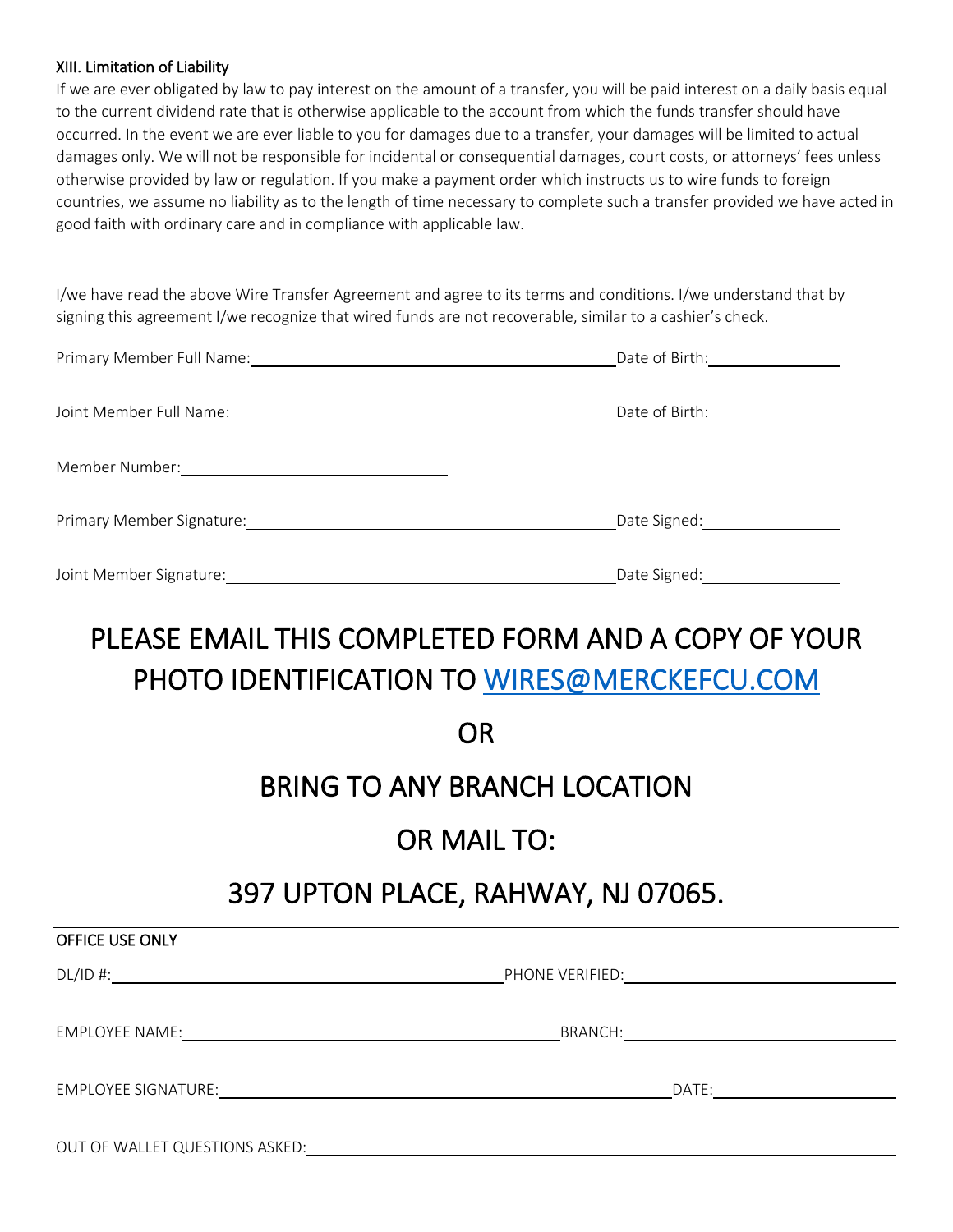XIII. Limitation of Liability

If we are ever obligated by law to pay interest on the amount of a transfer, you will be paid interest on a daily basis equal to the current dividend rate that is otherwise applicable to the account from which the funds transfer should have occurred. In the event we are ever liable to you for damages due to a transfer, your damages will be limited to actual damages only. We will not be responsible for incidental or consequential damages, court costs, or attorneys' fees unless otherwise provided by law or regulation. If you make a payment order which instructs us to wire funds to foreign countries, we assume no liability as to the length of time necessary to complete such a transfer provided we have acted in good faith with ordinary care and in compliance with applicable law.

I/we have read the above Wire Transfer Agreement and agree to its terms and conditions. I/we understand that by signing this agreement I/we recognize that wired funds are not recoverable, similar to a cashier's check.

Primary Member Full Name: ______________________________ Date of Birth: ______________

Joint Member Full Name: ______________________________ Date of Birth: ______________

Member Number: ______________________________

Primary Member Signature: ______________________________ Date Signed: ______________

Joint Member Signature: ______________________________ Date Signed: ______________

## PLEASE EMAIL THIS COMPLETED FORM AND A COPY OF YOUR PHOTO IDENTIFICATION TO WIRES@MERCKEFCU.COM

## OR

## BRING TO ANY BRANCH LOCATION

## OR MAIL TO:

## 397 UPTON PLACE, RAHWAY, NJ 07065.

OFFICE USE ONLY

DL/ID #: ______________________________ PHONE VERIFIED: ______________________________

EMPLOYEE NAME: ______________________________ BRANCH: ______________________________

EMPLOYEE SIGNATURE: ______________________________ DATE: ______________

OUT OF WALLET QUESTIONS ASKED: ______________________________